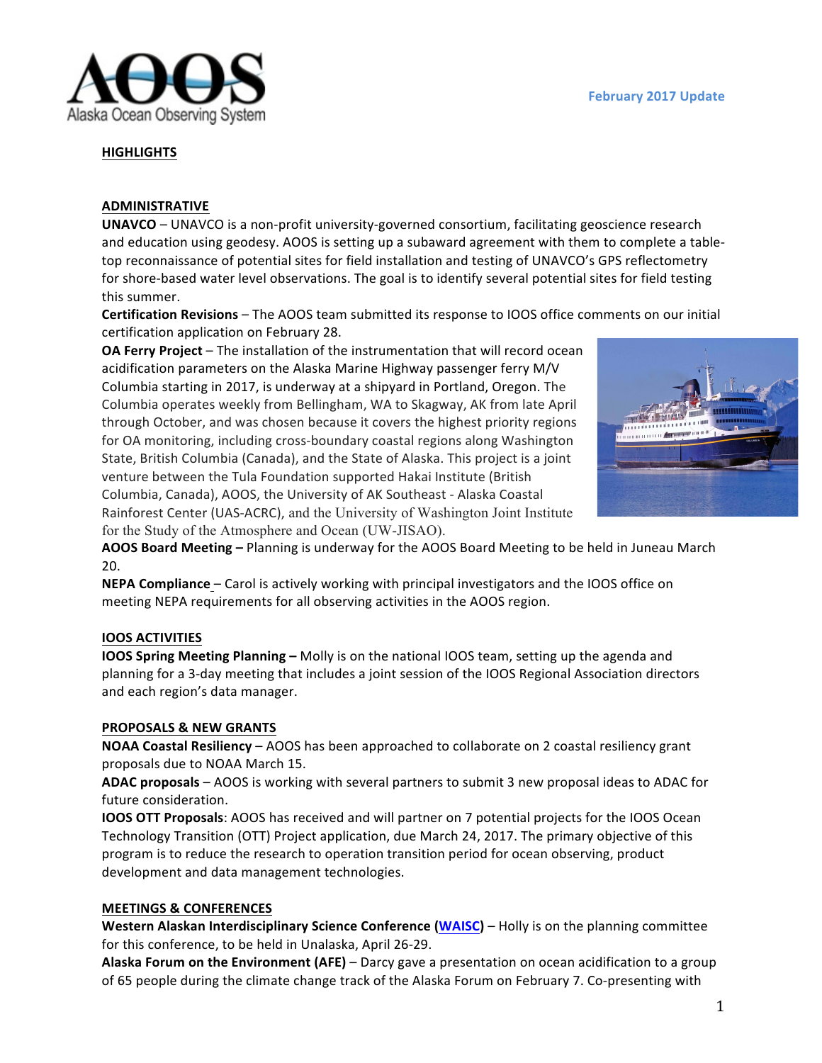February 2017 Update

**HIGHLIGHTS**

**ADMINISTRATIVE**

**UNAVCO** – UNAVCO is a non-profit university-governed consortium, facilitating geoscience research and education using geodesy. AOOS is setting up a subaward agreement with them to complete a table-top reconnaissance of potential sites for field installation and testing of UNAVCO's GPS reflectometry for shore-based water level observations. The goal is to identify several potential sites for field testing this summer.

**Certification Revisions** – The AOOS team submitted its response to IOOS office comments on our initial certification application on February 28.

**OA Ferry Project** – The installation of the instrumentation that will record ocean acidification parameters on the Alaska Marine Highway passenger ferry M/V Columbia starting in 2017, is underway at a shipyard in Portland, Oregon. The Columbia operates weekly from Bellingham, WA to Skagway, AK from late April through October, and was chosen because it covers the highest priority regions for OA monitoring, including cross-boundary coastal regions along Washington State, British Columbia (Canada), and the State of Alaska. This project is a joint venture between the Tula Foundation supported Hakai Institute (British Columbia, Canada), AOOS, the University of AK Southeast - Alaska Coastal Rainforest Center (UAS-ACRC), and the University of Washington Joint Institute for the Study of the Atmosphere and Ocean (UW-JISAO).

**AOOS Board Meeting –** Planning is underway for the AOOS Board Meeting to be held in Juneau March 20.

**NEPA Compliance** – Carol is actively working with principal investigators and the IOOS office on meeting NEPA requirements for all observing activities in the AOOS region.

**IOOS ACTIVITIES**

**IOOS Spring Meeting Planning –** Molly is on the national IOOS team, setting up the agenda and planning for a 3-day meeting that includes a joint session of the IOOS Regional Association directors and each region's data manager.

**PROPOSALS & NEW GRANTS**

**NOAA Coastal Resiliency** – AOOS has been approached to collaborate on 2 coastal resiliency grant proposals due to NOAA March 15.

**ADAC proposals** – AOOS is working with several partners to submit 3 new proposal ideas to ADAC for future consideration.

**IOOS OTT Proposals**: AOOS has received and will partner on 7 potential projects for the IOOS Ocean Technology Transition (OTT) Project application, due March 24, 2017. The primary objective of this program is to reduce the research to operation transition period for ocean observing, product development and data management technologies.

**MEETINGS & CONFERENCES**

**Western Alaskan Interdisciplinary Science Conference (WAISC)** – Holly is on the planning committee for this conference, to be held in Unalaska, April 26-29.

**Alaska Forum on the Environment (AFE)** – Darcy gave a presentation on ocean acidification to a group of 65 people during the climate change track of the Alaska Forum on February 7. Co-presenting with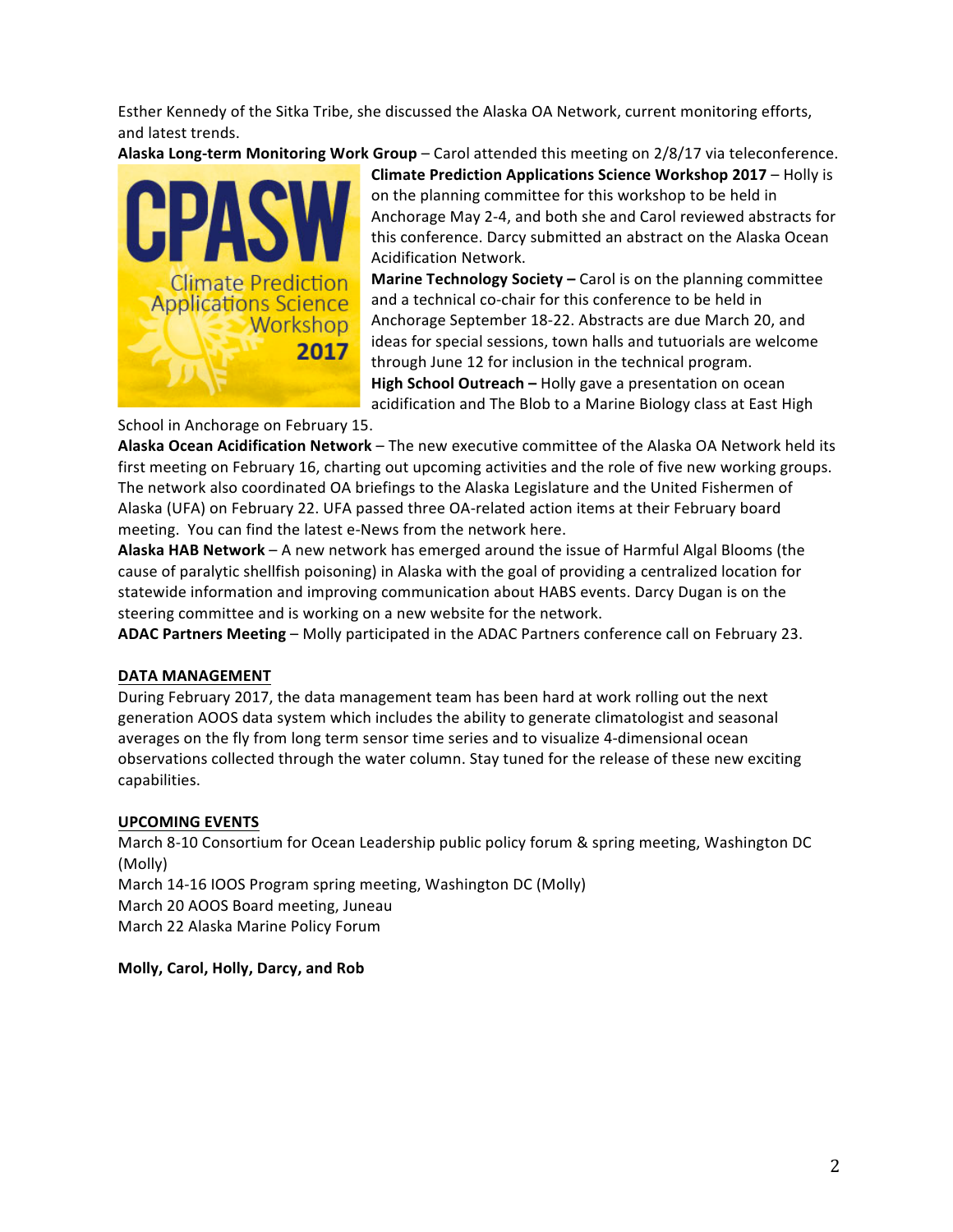Esther Kennedy of the Sitka Tribe, she discussed the Alaska OA Network, current monitoring efforts, and latest trends.

**Alaska Long-term Monitoring Work Group** – Carol attended this meeting on 2/8/17 via teleconference.

**Climate Prediction Applications Science Workshop 2017** – Holly is on the planning committee for this workshop to be held in Anchorage May 2-4, and both she and Carol reviewed abstracts for this conference. Darcy submitted an abstract on the Alaska Ocean Acidification Network.

**Marine Technology Society –** Carol is on the planning committee and a technical co-chair for this conference to be held in Anchorage September 18-22. Abstracts are due March 20, and ideas for special sessions, town halls and tutuorials are welcome through June 12 for inclusion in the technical program.

**High School Outreach –** Holly gave a presentation on ocean acidification and The Blob to a Marine Biology class at East High School in Anchorage on February 15.

**Alaska Ocean Acidification Network** – The new executive committee of the Alaska OA Network held its first meeting on February 16, charting out upcoming activities and the role of five new working groups. The network also coordinated OA briefings to the Alaska Legislature and the United Fishermen of Alaska (UFA) on February 22. UFA passed three OA-related action items at their February board meeting. You can find the latest e-News from the network here.

**Alaska HAB Network** – A new network has emerged around the issue of Harmful Algal Blooms (the cause of paralytic shellfish poisoning) in Alaska with the goal of providing a centralized location for statewide information and improving communication about HABS events. Darcy Dugan is on the steering committee and is working on a new website for the network.

**ADAC Partners Meeting** – Molly participated in the ADAC Partners conference call on February 23.

## DATA MANAGEMENT

During February 2017, the data management team has been hard at work rolling out the next generation AOOS data system which includes the ability to generate climatologist and seasonal averages on the fly from long term sensor time series and to visualize 4-dimensional ocean observations collected through the water column. Stay tuned for the release of these new exciting capabilities.

## UPCOMING EVENTS

March 8-10 Consortium for Ocean Leadership public policy forum & spring meeting, Washington DC (Molly)

March 14-16 IOOS Program spring meeting, Washington DC (Molly)

March 20 AOOS Board meeting, Juneau

March 22 Alaska Marine Policy Forum

**Molly, Carol, Holly, Darcy, and Rob**